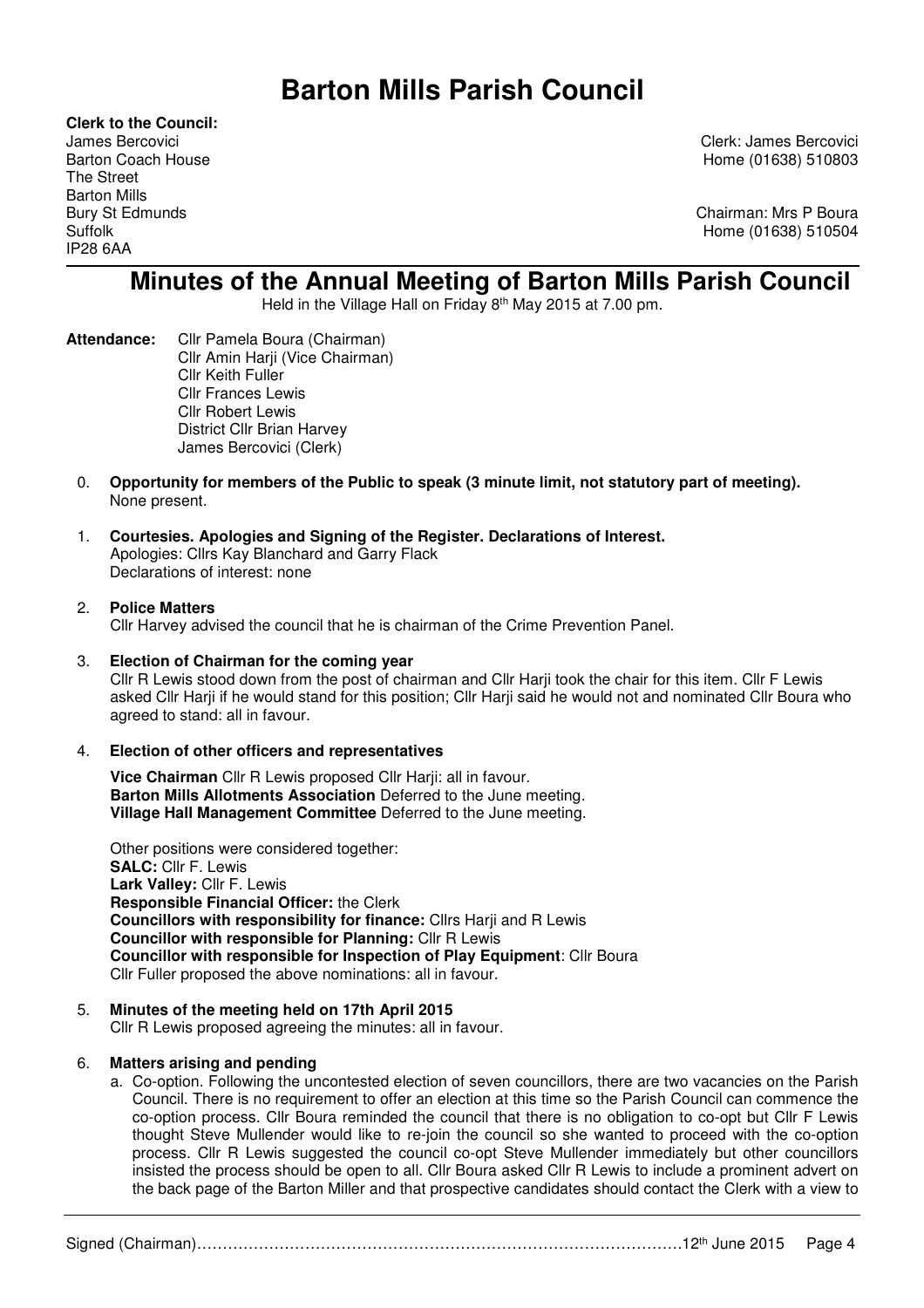# Barton Mills Parish Council

**Clerk to the Council:**
James Bercovici
Barton Coach House
The Street
Barton Mills
Bury St Edmunds
Suffolk
IP28 6AA

Clerk: James Bercovici
Home (01638) 510803

Chairman: Mrs P Boura
Home (01638) 510504

## Minutes of the Annual Meeting of Barton Mills Parish Council

Held in the Village Hall on Friday 8th May 2015 at 7.00 pm.

**Attendance:** Cllr Pamela Boura (Chairman)
Cllr Amin Harji (Vice Chairman)
Cllr Keith Fuller
Cllr Frances Lewis
Cllr Robert Lewis
District Cllr Brian Harvey
James Bercovici (Clerk)

0. **Opportunity for members of the Public to speak (3 minute limit, not statutory part of meeting).**
None present.

1. **Courtesies. Apologies and Signing of the Register. Declarations of Interest.**
Apologies: Cllrs Kay Blanchard and Garry Flack
Declarations of interest: none

2. **Police Matters**
Cllr Harvey advised the council that he is chairman of the Crime Prevention Panel.

3. **Election of Chairman for the coming year**
Cllr R Lewis stood down from the post of chairman and Cllr Harji took the chair for this item. Cllr F Lewis asked Cllr Harji if he would stand for this position; Cllr Harji said he would not and nominated Cllr Boura who agreed to stand: all in favour.

4. **Election of other officers and representatives**

   **Vice Chairman** Cllr R Lewis proposed Cllr Harji: all in favour.
   **Barton Mills Allotments Association** Deferred to the June meeting.
   **Village Hall Management Committee** Deferred to the June meeting.

   Other positions were considered together:
   **SALC:** Cllr F. Lewis
   **Lark Valley:** Cllr F. Lewis
   **Responsible Financial Officer:** the Clerk
   **Councillors with responsibility for finance:** Cllrs Harji and R Lewis
   **Councillor with responsible for Planning:** Cllr R Lewis
   **Councillor with responsible for Inspection of Play Equipment**: Cllr Boura
   Cllr Fuller proposed the above nominations: all in favour.

5. **Minutes of the meeting held on 17th April 2015**
Cllr R Lewis proposed agreeing the minutes: all in favour.

6. **Matters arising and pending**
   a. Co-option. Following the uncontested election of seven councillors, there are two vacancies on the Parish Council. There is no requirement to offer an election at this time so the Parish Council can commence the co-option process. Cllr Boura reminded the council that there is no obligation to co-opt but Cllr F Lewis thought Steve Mullender would like to re-join the council so she wanted to proceed with the co-option process. Cllr R Lewis suggested the council co-opt Steve Mullender immediately but other councillors insisted the process should be open to all. Cllr Boura asked Cllr R Lewis to include a prominent advert on the back page of the Barton Miller and that prospective candidates should contact the Clerk with a view to

Signed (Chairman)……………………………………………………………………………………12th June 2015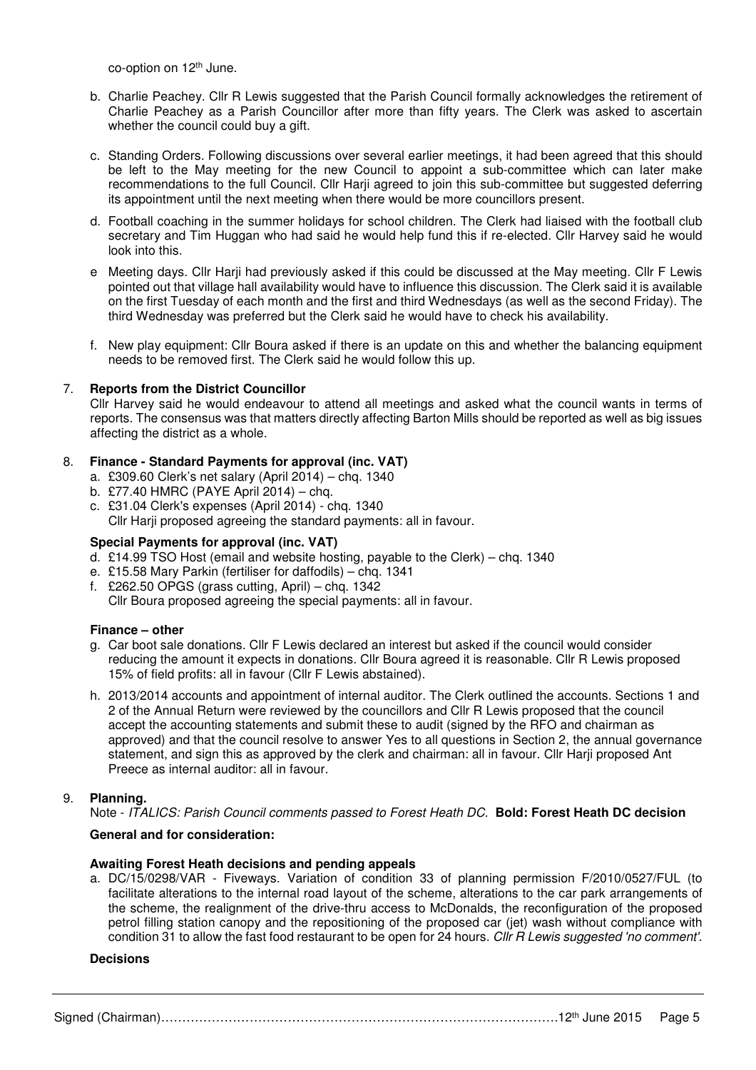co-option on 12th June.

b. Charlie Peachey. Cllr R Lewis suggested that the Parish Council formally acknowledges the retirement of Charlie Peachey as a Parish Councillor after more than fifty years. The Clerk was asked to ascertain whether the council could buy a gift.

c. Standing Orders. Following discussions over several earlier meetings, it had been agreed that this should be left to the May meeting for the new Council to appoint a sub-committee which can later make recommendations to the full Council. Cllr Harji agreed to join this sub-committee but suggested deferring its appointment until the next meeting when there would be more councillors present.

d. Football coaching in the summer holidays for school children. The Clerk had liaised with the football club secretary and Tim Huggan who had said he would help fund this if re-elected. Cllr Harvey said he would look into this.

e Meeting days. Cllr Harji had previously asked if this could be discussed at the May meeting. Cllr F Lewis pointed out that village hall availability would have to influence this discussion. The Clerk said it is available on the first Tuesday of each month and the first and third Wednesdays (as well as the second Friday). The third Wednesday was preferred but the Clerk said he would have to check his availability.

f. New play equipment: Cllr Boura asked if there is an update on this and whether the balancing equipment needs to be removed first. The Clerk said he would follow this up.

7. **Reports from the District Councillor**

Cllr Harvey said he would endeavour to attend all meetings and asked what the council wants in terms of reports. The consensus was that matters directly affecting Barton Mills should be reported as well as big issues affecting the district as a whole.

8. **Finance - Standard Payments for approval (inc. VAT)**

a. £309.60 Clerk's net salary (April 2014) – chq. 1340
b. £77.40 HMRC (PAYE April 2014) – chq.
c. £31.04 Clerk's expenses (April 2014) - chq. 1340
Cllr Harji proposed agreeing the standard payments: all in favour.

**Special Payments for approval (inc. VAT)**

d. £14.99 TSO Host (email and website hosting, payable to the Clerk) – chq. 1340
e. £15.58 Mary Parkin (fertiliser for daffodils) – chq. 1341
f. £262.50 OPGS (grass cutting, April) – chq. 1342
Cllr Boura proposed agreeing the special payments: all in favour.

**Finance – other**

g. Car boot sale donations. Cllr F Lewis declared an interest but asked if the council would consider reducing the amount it expects in donations. Cllr Boura agreed it is reasonable. Cllr R Lewis proposed 15% of field profits: all in favour (Cllr F Lewis abstained).

h. 2013/2014 accounts and appointment of internal auditor. The Clerk outlined the accounts. Sections 1 and 2 of the Annual Return were reviewed by the councillors and Cllr R Lewis proposed that the council accept the accounting statements and submit these to audit (signed by the RFO and chairman as approved) and that the council resolve to answer Yes to all questions in Section 2, the annual governance statement, and sign this as approved by the clerk and chairman: all in favour. Cllr Harji proposed Ant Preece as internal auditor: all in favour.

9. **Planning.**

Note - *ITALICS: Parish Council comments passed to Forest Heath DC.* **Bold: Forest Heath DC decision**

**General and for consideration:**

**Awaiting Forest Heath decisions and pending appeals**

a. DC/15/0298/VAR - Fiveways. Variation of condition 33 of planning permission F/2010/0527/FUL (to facilitate alterations to the internal road layout of the scheme, alterations to the car park arrangements of the scheme, the realignment of the drive-thru access to McDonalds, the reconfiguration of the proposed petrol filling station canopy and the repositioning of the proposed car (jet) wash without compliance with condition 31 to allow the fast food restaurant to be open for 24 hours. *Cllr R Lewis suggested 'no comment'.*

**Decisions**

Signed (Chairman)……………………………………………………………………………………12th June 2015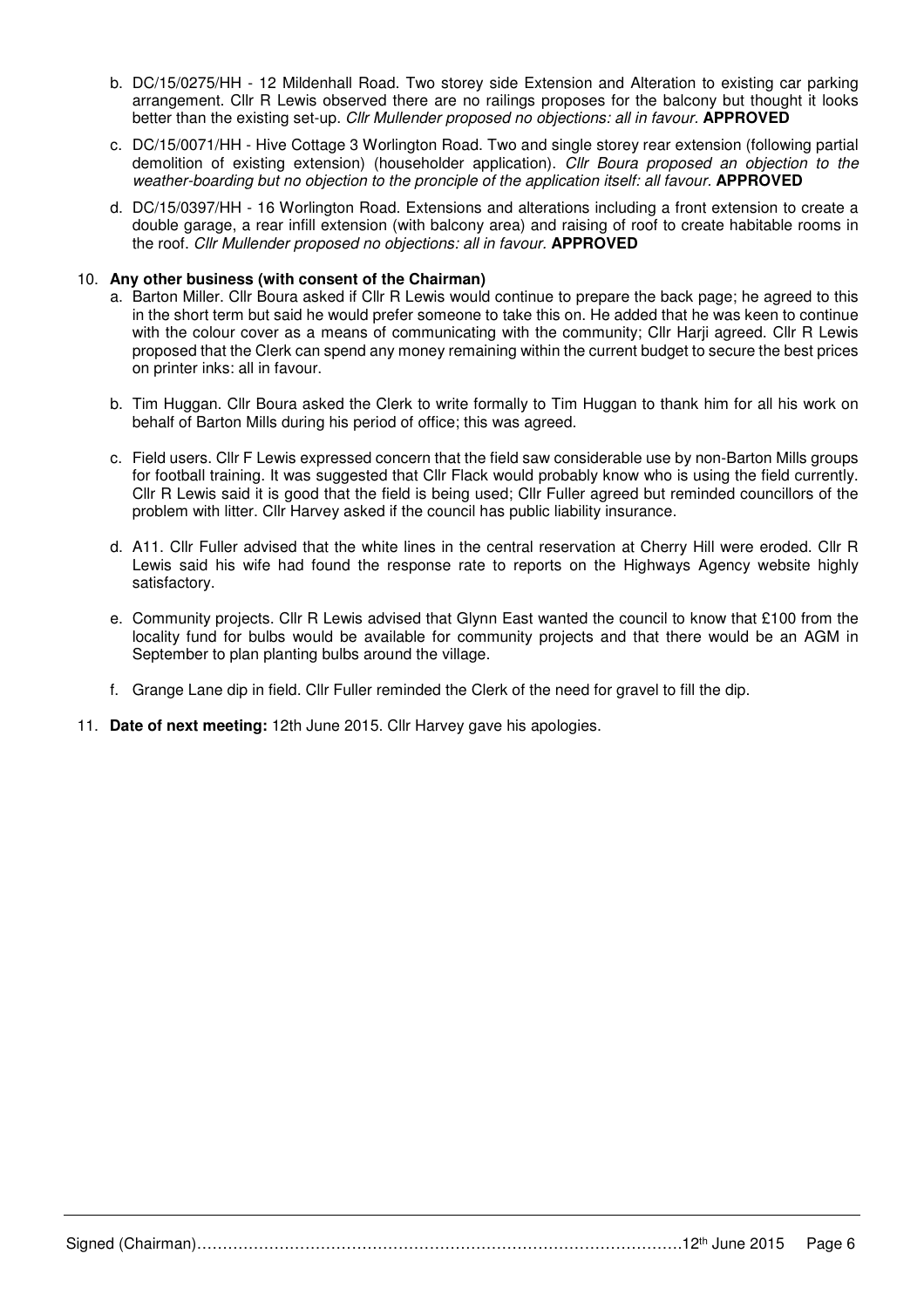b. DC/15/0275/HH - 12 Mildenhall Road. Two storey side Extension and Alteration to existing car parking arrangement. Cllr R Lewis observed there are no railings proposes for the balcony but thought it looks better than the existing set-up. *Cllr Mullender proposed no objections: all in favour.* **APPROVED**

c. DC/15/0071/HH - Hive Cottage 3 Worlington Road. Two and single storey rear extension (following partial demolition of existing extension) (householder application). *Cllr Boura proposed an objection to the weather-boarding but no objection to the pronciple of the application itself: all favour.* **APPROVED**

d. DC/15/0397/HH - 16 Worlington Road. Extensions and alterations including a front extension to create a double garage, a rear infill extension (with balcony area) and raising of roof to create habitable rooms in the roof. *Cllr Mullender proposed no objections: all in favour.* **APPROVED**

10. **Any other business (with consent of the Chairman)**

a. Barton Miller. Cllr Boura asked if Cllr R Lewis would continue to prepare the back page; he agreed to this in the short term but said he would prefer someone to take this on. He added that he was keen to continue with the colour cover as a means of communicating with the community; Cllr Harji agreed. Cllr R Lewis proposed that the Clerk can spend any money remaining within the current budget to secure the best prices on printer inks: all in favour.

b. Tim Huggan. Cllr Boura asked the Clerk to write formally to Tim Huggan to thank him for all his work on behalf of Barton Mills during his period of office; this was agreed.

c. Field users. Cllr F Lewis expressed concern that the field saw considerable use by non-Barton Mills groups for football training. It was suggested that Cllr Flack would probably know who is using the field currently. Cllr R Lewis said it is good that the field is being used; Cllr Fuller agreed but reminded councillors of the problem with litter. Cllr Harvey asked if the council has public liability insurance.

d. A11. Cllr Fuller advised that the white lines in the central reservation at Cherry Hill were eroded. Cllr R Lewis said his wife had found the response rate to reports on the Highways Agency website highly satisfactory.

e. Community projects. Cllr R Lewis advised that Glynn East wanted the council to know that £100 from the locality fund for bulbs would be available for community projects and that there would be an AGM in September to plan planting bulbs around the village.

f. Grange Lane dip in field. Cllr Fuller reminded the Clerk of the need for gravel to fill the dip.

11. **Date of next meeting:** 12th June 2015. Cllr Harvey gave his apologies.

Signed (Chairman)………………………………………………………………………………12th June 2015